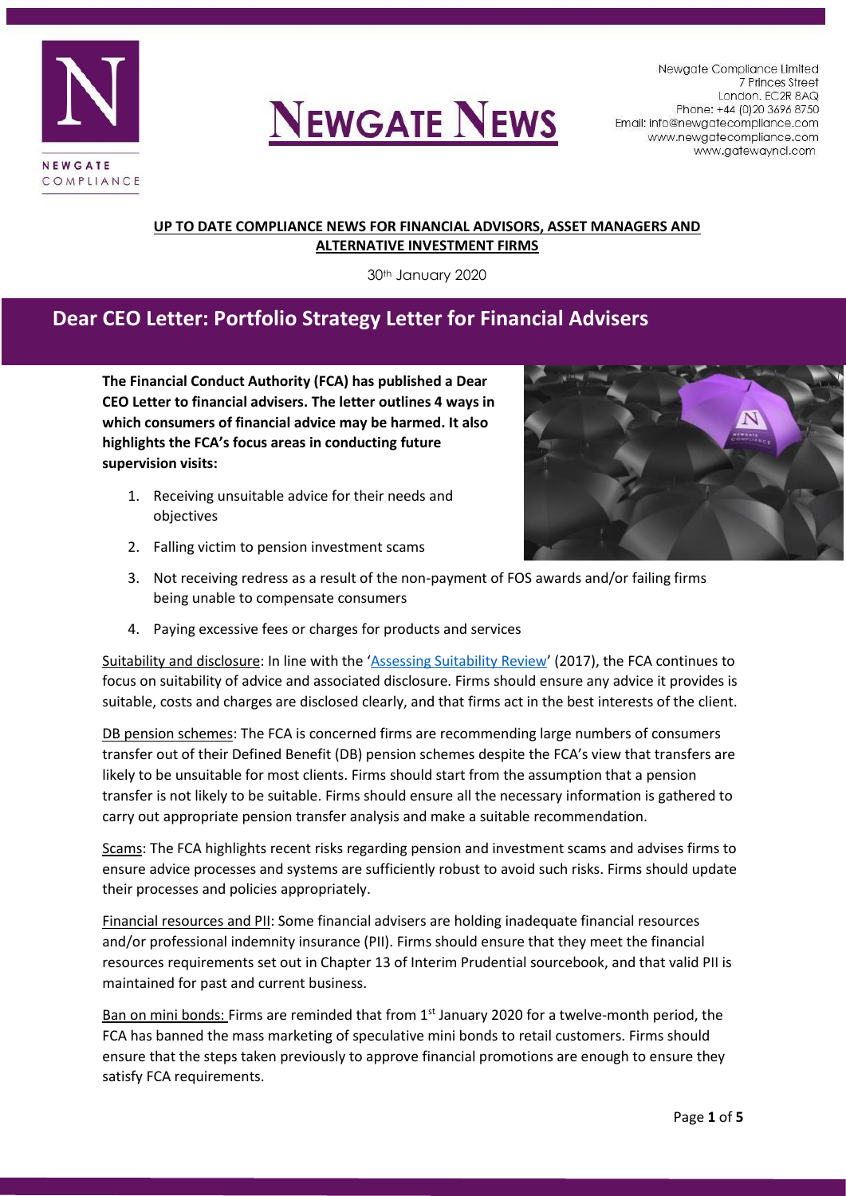# NEWGATE NEWS

Newgate Compliance Limited
7 Princes Street
London. EC2R 8AQ
Phone: +44 (0)20 3696 8750
Email: info@newgatecompliance.com
www.newgatecompliance.com
www.gatewayncl.com

**UP TO DATE COMPLIANCE NEWS FOR FINANCIAL ADVISORS, ASSET MANAGERS AND ALTERNATIVE INVESTMENT FIRMS**

30th January 2020

## Dear CEO Letter: Portfolio Strategy Letter for Financial Advisers

**The Financial Conduct Authority (FCA) has published a Dear CEO Letter to financial advisers. The letter outlines 4 ways in which consumers of financial advice may be harmed. It also highlights the FCA's focus areas in conducting future supervision visits:**

1. Receiving unsuitable advice for their needs and objectives
2. Falling victim to pension investment scams
3. Not receiving redress as a result of the non-payment of FOS awards and/or failing firms being unable to compensate consumers
4. Paying excessive fees or charges for products and services

Suitability and disclosure: In line with the 'Assessing Suitability Review' (2017), the FCA continues to focus on suitability of advice and associated disclosure. Firms should ensure any advice it provides is suitable, costs and charges are disclosed clearly, and that firms act in the best interests of the client.

DB pension schemes: The FCA is concerned firms are recommending large numbers of consumers transfer out of their Defined Benefit (DB) pension schemes despite the FCA's view that transfers are likely to be unsuitable for most clients. Firms should start from the assumption that a pension transfer is not likely to be suitable. Firms should ensure all the necessary information is gathered to carry out appropriate pension transfer analysis and make a suitable recommendation.

Scams: The FCA highlights recent risks regarding pension and investment scams and advises firms to ensure advice processes and systems are sufficiently robust to avoid such risks. Firms should update their processes and policies appropriately.

Financial resources and PII: Some financial advisers are holding inadequate financial resources and/or professional indemnity insurance (PII). Firms should ensure that they meet the financial resources requirements set out in Chapter 13 of Interim Prudential sourcebook, and that valid PII is maintained for past and current business.

Ban on mini bonds: Firms are reminded that from 1st January 2020 for a twelve-month period, the FCA has banned the mass marketing of speculative mini bonds to retail customers. Firms should ensure that the steps taken previously to approve financial promotions are enough to ensure they satisfy FCA requirements.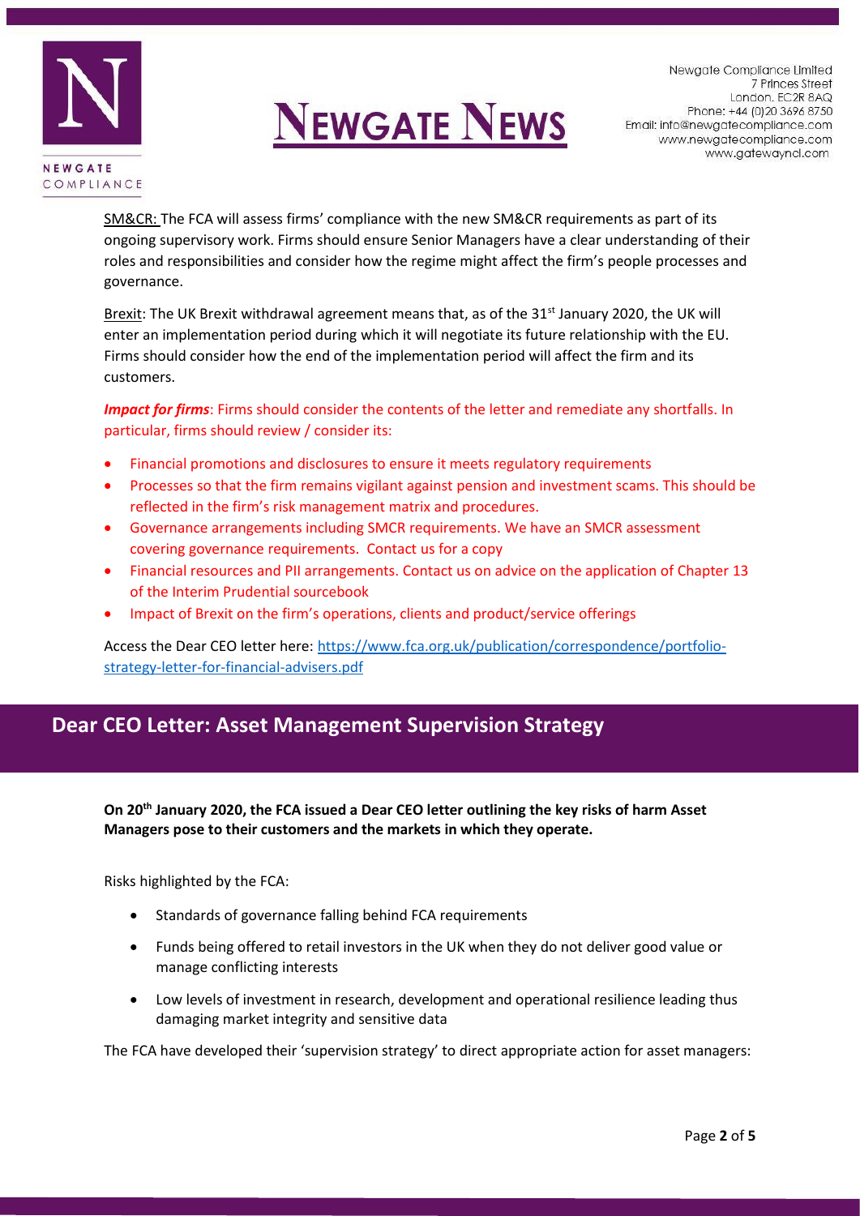SM&CR: The FCA will assess firms' compliance with the new SM&CR requirements as part of its ongoing supervisory work. Firms should ensure Senior Managers have a clear understanding of their roles and responsibilities and consider how the regime might affect the firm's people processes and governance.

Brexit: The UK Brexit withdrawal agreement means that, as of the 31st January 2020, the UK will enter an implementation period during which it will negotiate its future relationship with the EU. Firms should consider how the end of the implementation period will affect the firm and its customers.

***Impact for firms***: Firms should consider the contents of the letter and remediate any shortfalls. In particular, firms should review / consider its:

- Financial promotions and disclosures to ensure it meets regulatory requirements
- Processes so that the firm remains vigilant against pension and investment scams. This should be reflected in the firm's risk management matrix and procedures.
- Governance arrangements including SMCR requirements. We have an SMCR assessment covering governance requirements. Contact us for a copy
- Financial resources and PII arrangements. Contact us on advice on the application of Chapter 13 of the Interim Prudential sourcebook
- Impact of Brexit on the firm's operations, clients and product/service offerings

Access the Dear CEO letter here: https://www.fca.org.uk/publication/correspondence/portfolio-strategy-letter-for-financial-advisers.pdf

## Dear CEO Letter: Asset Management Supervision Strategy

**On 20th January 2020, the FCA issued a Dear CEO letter outlining the key risks of harm Asset Managers pose to their customers and the markets in which they operate.**

Risks highlighted by the FCA:

- Standards of governance falling behind FCA requirements
- Funds being offered to retail investors in the UK when they do not deliver good value or manage conflicting interests
- Low levels of investment in research, development and operational resilience leading thus damaging market integrity and sensitive data

The FCA have developed their 'supervision strategy' to direct appropriate action for asset managers: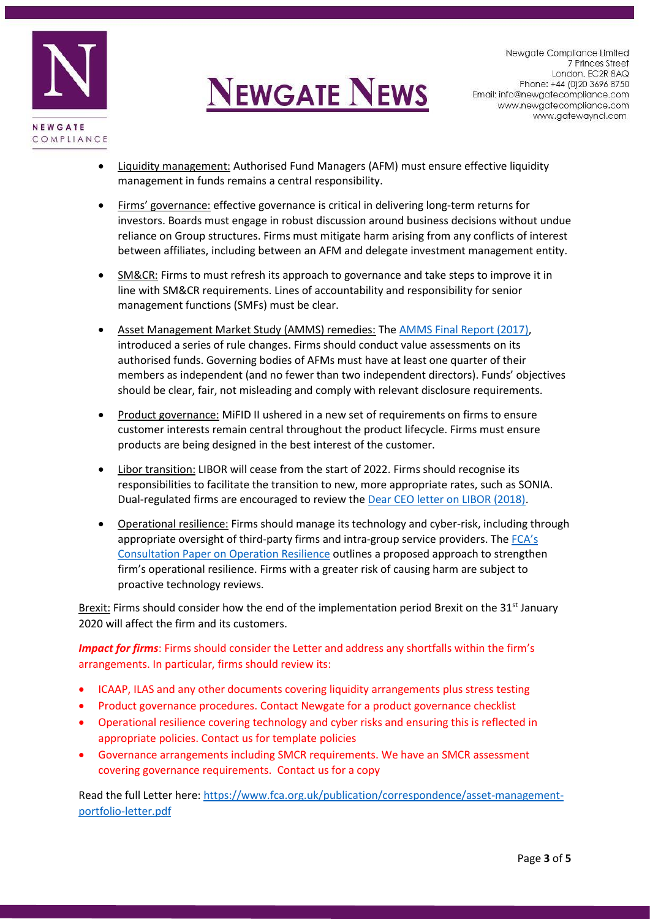- Liquidity management: Authorised Fund Managers (AFM) must ensure effective liquidity management in funds remains a central responsibility.
- Firms' governance: effective governance is critical in delivering long-term returns for investors. Boards must engage in robust discussion around business decisions without undue reliance on Group structures. Firms must mitigate harm arising from any conflicts of interest between affiliates, including between an AFM and delegate investment management entity.
- SM&CR: Firms to must refresh its approach to governance and take steps to improve it in line with SM&CR requirements. Lines of accountability and responsibility for senior management functions (SMFs) must be clear.
- Asset Management Market Study (AMMS) remedies: The [AMMS Final Report (2017)](), introduced a series of rule changes. Firms should conduct value assessments on its authorised funds. Governing bodies of AFMs must have at least one quarter of their members as independent (and no fewer than two independent directors). Funds' objectives should be clear, fair, not misleading and comply with relevant disclosure requirements.
- Product governance: MiFID II ushered in a new set of requirements on firms to ensure customer interests remain central throughout the product lifecycle. Firms must ensure products are being designed in the best interest of the customer.
- Libor transition: LIBOR will cease from the start of 2022. Firms should recognise its responsibilities to facilitate the transition to new, more appropriate rates, such as SONIA. Dual-regulated firms are encouraged to review the [Dear CEO letter on LIBOR (2018)]().
- Operational resilience: Firms should manage its technology and cyber-risk, including through appropriate oversight of third-party firms and intra-group service providers. The [FCA's Consultation Paper on Operation Resilience]() outlines a proposed approach to strengthen firm's operational resilience. Firms with a greater risk of causing harm are subject to proactive technology reviews.

Brexit: Firms should consider how the end of the implementation period Brexit on the 31st January 2020 will affect the firm and its customers.

***Impact for firms***: Firms should consider the Letter and address any shortfalls within the firm's arrangements. In particular, firms should review its:

- ICAAP, ILAS and any other documents covering liquidity arrangements plus stress testing
- Product governance procedures. Contact Newgate for a product governance checklist
- Operational resilience covering technology and cyber risks and ensuring this is reflected in appropriate policies. Contact us for template policies
- Governance arrangements including SMCR requirements. We have an SMCR assessment covering governance requirements. Contact us for a copy

Read the full Letter here: https://www.fca.org.uk/publication/correspondence/asset-management-portfolio-letter.pdf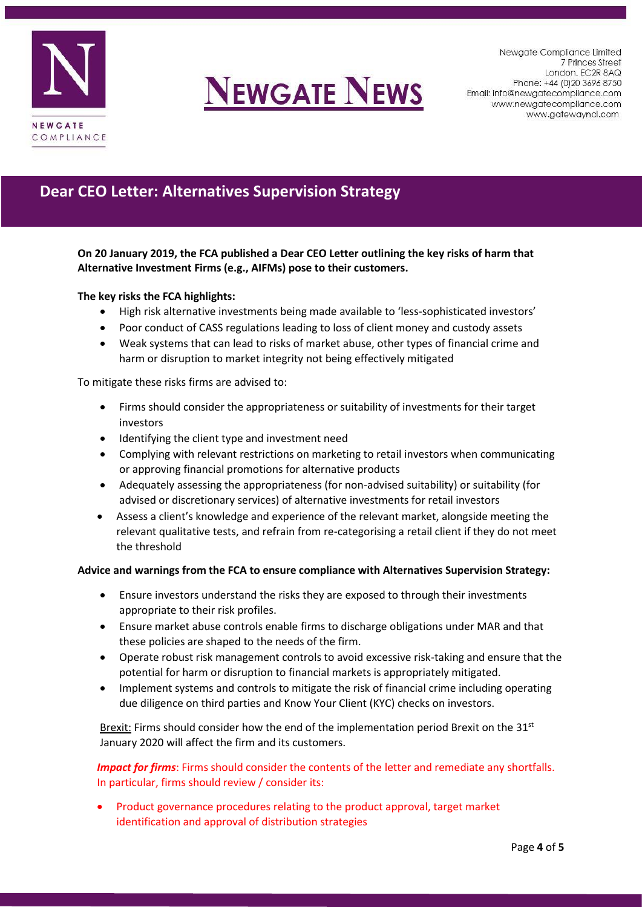## Dear CEO Letter: Alternatives Supervision Strategy

**On 20 January 2019, the FCA published a Dear CEO Letter outlining the key risks of harm that Alternative Investment Firms (e.g., AIFMs) pose to their customers.**

**The key risks the FCA highlights:**

- High risk alternative investments being made available to 'less-sophisticated investors'
- Poor conduct of CASS regulations leading to loss of client money and custody assets
- Weak systems that can lead to risks of market abuse, other types of financial crime and harm or disruption to market integrity not being effectively mitigated

To mitigate these risks firms are advised to:

- Firms should consider the appropriateness or suitability of investments for their target investors
- Identifying the client type and investment need
- Complying with relevant restrictions on marketing to retail investors when communicating or approving financial promotions for alternative products
- Adequately assessing the appropriateness (for non-advised suitability) or suitability (for advised or discretionary services) of alternative investments for retail investors
- Assess a client's knowledge and experience of the relevant market, alongside meeting the relevant qualitative tests, and refrain from re-categorising a retail client if they do not meet the threshold

**Advice and warnings from the FCA to ensure compliance with Alternatives Supervision Strategy:**

- Ensure investors understand the risks they are exposed to through their investments appropriate to their risk profiles.
- Ensure market abuse controls enable firms to discharge obligations under MAR and that these policies are shaped to the needs of the firm.
- Operate robust risk management controls to avoid excessive risk-taking and ensure that the potential for harm or disruption to financial markets is appropriately mitigated.
- Implement systems and controls to mitigate the risk of financial crime including operating due diligence on third parties and Know Your Client (KYC) checks on investors.

Brexit: Firms should consider how the end of the implementation period Brexit on the 31st January 2020 will affect the firm and its customers.

***Impact for firms***: Firms should consider the contents of the letter and remediate any shortfalls. In particular, firms should review / consider its:

- Product governance procedures relating to the product approval, target market identification and approval of distribution strategies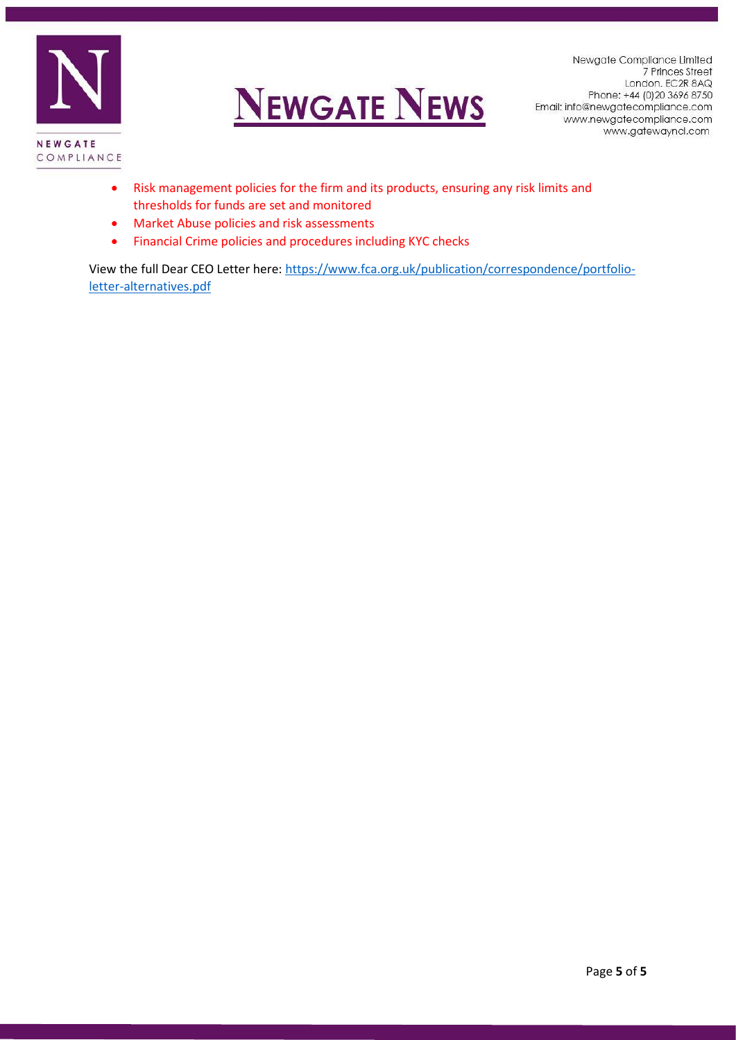- Risk management policies for the firm and its products, ensuring any risk limits and thresholds for funds are set and monitored
- Market Abuse policies and risk assessments
- Financial Crime policies and procedures including KYC checks

View the full Dear CEO Letter here: [https://www.fca.org.uk/publication/correspondence/portfolio-letter-alternatives.pdf](https://www.fca.org.uk/publication/correspondence/portfolio-letter-alternatives.pdf)